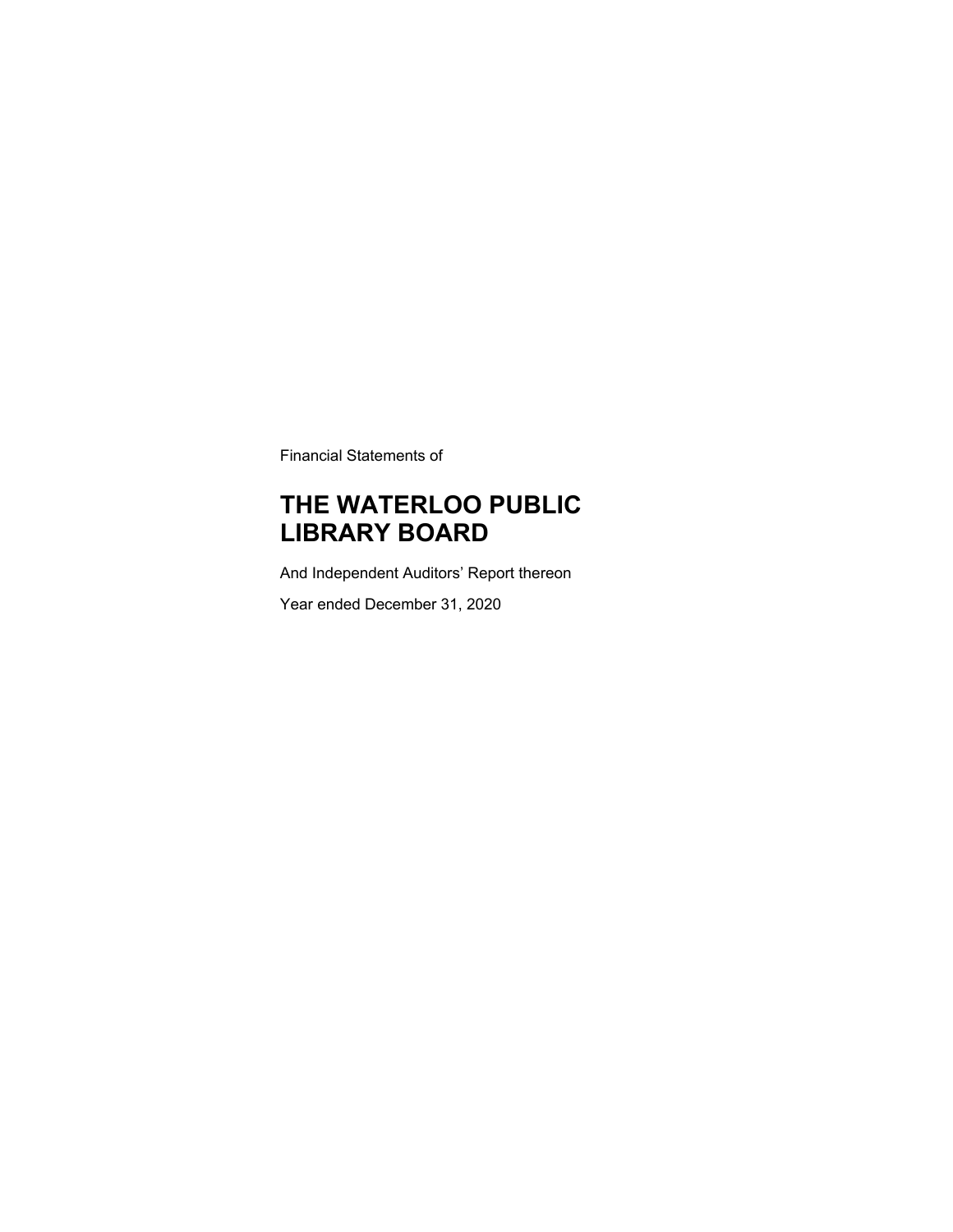Financial Statements of

# THE WATERLOO PUBLIC LIBRARY BOARD

And Independent Auditors' Report thereon

Year ended December 31, 2020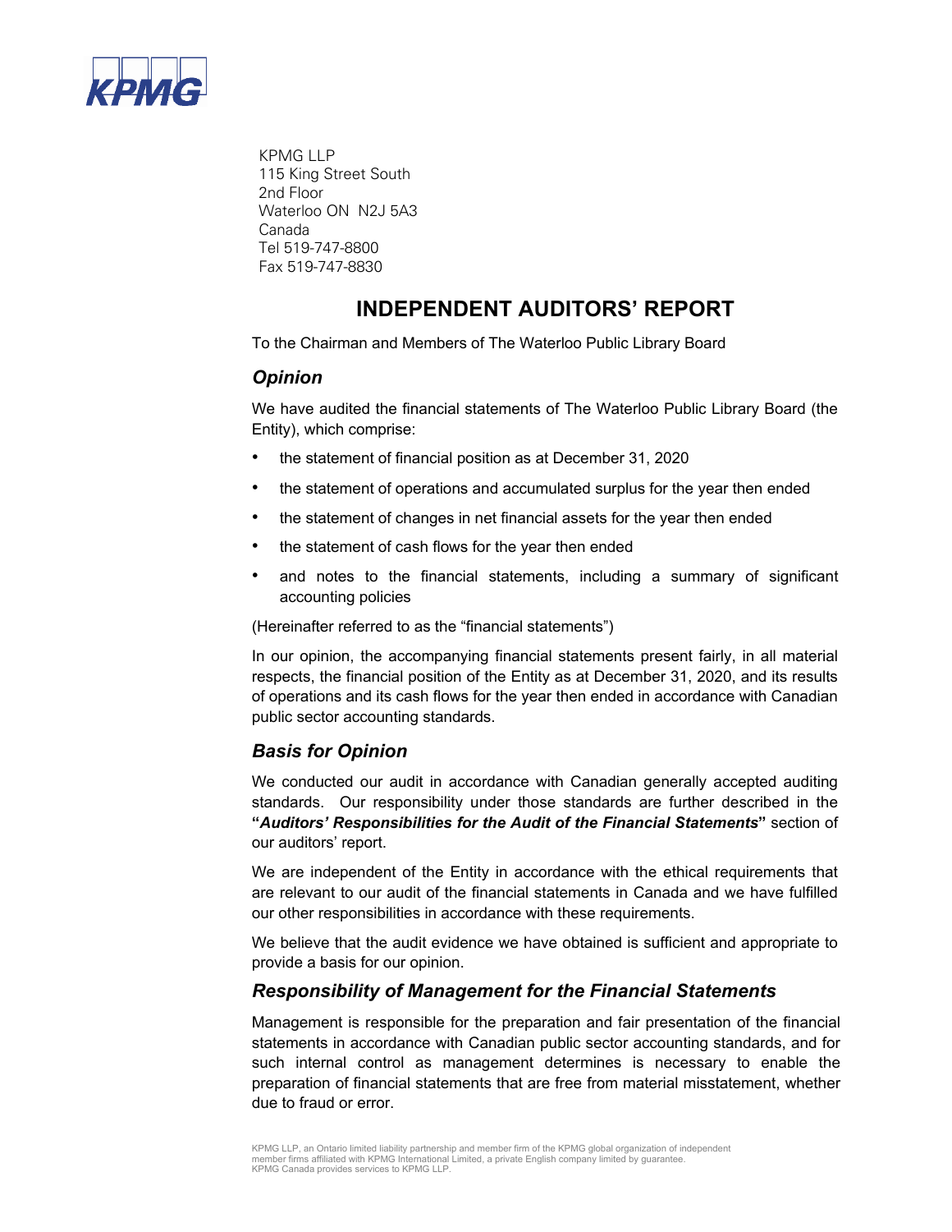KPMG LLP
115 King Street South
2nd Floor
Waterloo ON N2J 5A3
Canada
Tel 519-747-8800
Fax 519-747-8830

# INDEPENDENT AUDITORS' REPORT

To the Chairman and Members of The Waterloo Public Library Board

## *Opinion*

We have audited the financial statements of The Waterloo Public Library Board (the Entity), which comprise:

- the statement of financial position as at December 31, 2020
- the statement of operations and accumulated surplus for the year then ended
- the statement of changes in net financial assets for the year then ended
- the statement of cash flows for the year then ended
- and notes to the financial statements, including a summary of significant accounting policies

(Hereinafter referred to as the "financial statements")

In our opinion, the accompanying financial statements present fairly, in all material respects, the financial position of the Entity as at December 31, 2020, and its results of operations and its cash flows for the year then ended in accordance with Canadian public sector accounting standards.

## *Basis for Opinion*

We conducted our audit in accordance with Canadian generally accepted auditing standards. Our responsibility under those standards are further described in the **"*Auditors' Responsibilities for the Audit of the Financial Statements*"** section of our auditors' report.

We are independent of the Entity in accordance with the ethical requirements that are relevant to our audit of the financial statements in Canada and we have fulfilled our other responsibilities in accordance with these requirements.

We believe that the audit evidence we have obtained is sufficient and appropriate to provide a basis for our opinion.

## *Responsibility of Management for the Financial Statements*

Management is responsible for the preparation and fair presentation of the financial statements in accordance with Canadian public sector accounting standards, and for such internal control as management determines is necessary to enable the preparation of financial statements that are free from material misstatement, whether due to fraud or error.

KPMG LLP, an Ontario limited liability partnership and member firm of the KPMG global organization of independent member firms affiliated with KPMG International Limited, a private English company limited by guarantee. KPMG Canada provides services to KPMG LLP.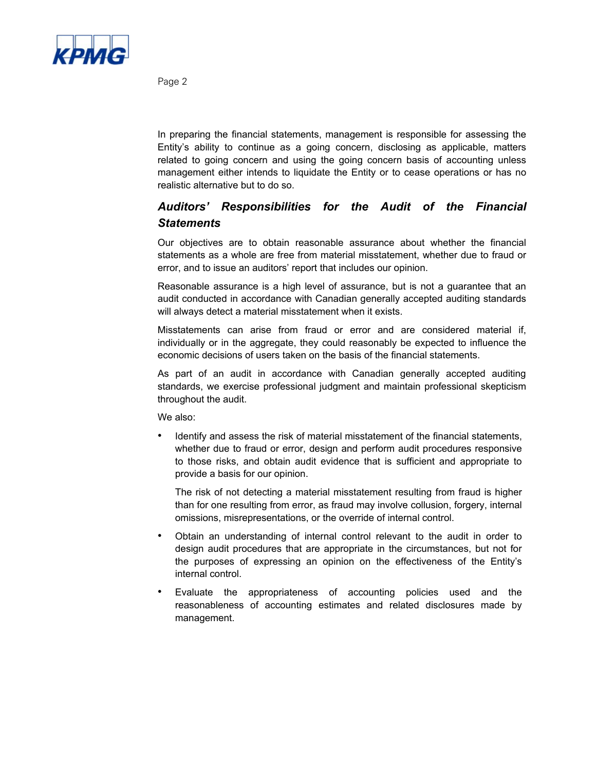In preparing the financial statements, management is responsible for assessing the Entity's ability to continue as a going concern, disclosing as applicable, matters related to going concern and using the going concern basis of accounting unless management either intends to liquidate the Entity or to cease operations or has no realistic alternative but to do so.

## *Auditors' Responsibilities for the Audit of the Financial Statements*

Our objectives are to obtain reasonable assurance about whether the financial statements as a whole are free from material misstatement, whether due to fraud or error, and to issue an auditors' report that includes our opinion.

Reasonable assurance is a high level of assurance, but is not a guarantee that an audit conducted in accordance with Canadian generally accepted auditing standards will always detect a material misstatement when it exists.

Misstatements can arise from fraud or error and are considered material if, individually or in the aggregate, they could reasonably be expected to influence the economic decisions of users taken on the basis of the financial statements.

As part of an audit in accordance with Canadian generally accepted auditing standards, we exercise professional judgment and maintain professional skepticism throughout the audit.

We also:

- Identify and assess the risk of material misstatement of the financial statements, whether due to fraud or error, design and perform audit procedures responsive to those risks, and obtain audit evidence that is sufficient and appropriate to provide a basis for our opinion.

  The risk of not detecting a material misstatement resulting from fraud is higher than for one resulting from error, as fraud may involve collusion, forgery, internal omissions, misrepresentations, or the override of internal control.

- Obtain an understanding of internal control relevant to the audit in order to design audit procedures that are appropriate in the circumstances, but not for the purposes of expressing an opinion on the effectiveness of the Entity's internal control.

- Evaluate the appropriateness of accounting policies used and the reasonableness of accounting estimates and related disclosures made by management.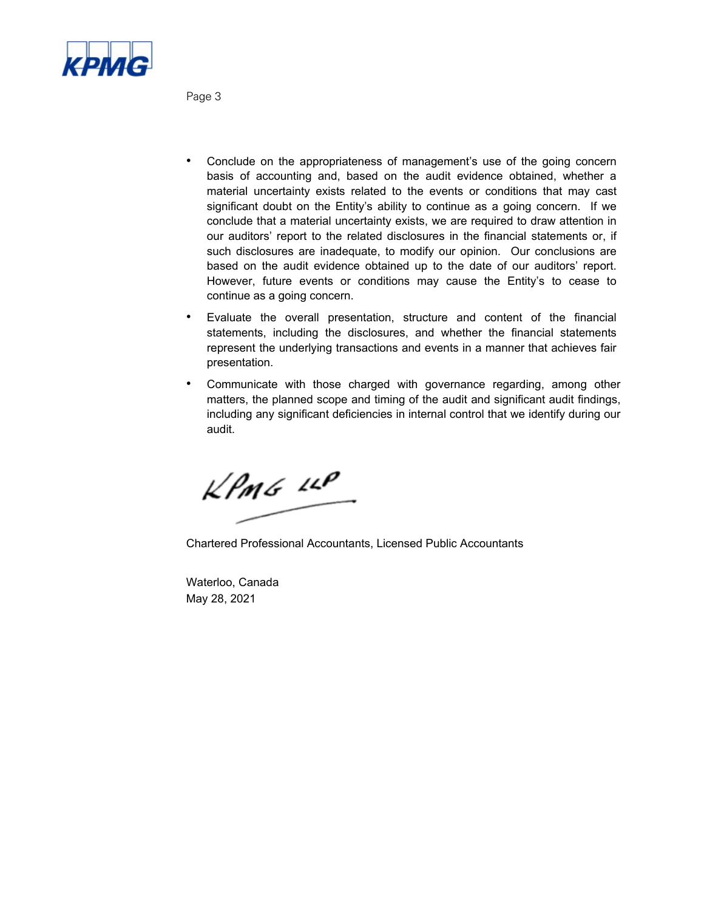- Conclude on the appropriateness of management's use of the going concern basis of accounting and, based on the audit evidence obtained, whether a material uncertainty exists related to the events or conditions that may cast significant doubt on the Entity's ability to continue as a going concern. If we conclude that a material uncertainty exists, we are required to draw attention in our auditors' report to the related disclosures in the financial statements or, if such disclosures are inadequate, to modify our opinion. Our conclusions are based on the audit evidence obtained up to the date of our auditors' report. However, future events or conditions may cause the Entity's to cease to continue as a going concern.
- Evaluate the overall presentation, structure and content of the financial statements, including the disclosures, and whether the financial statements represent the underlying transactions and events in a manner that achieves fair presentation.
- Communicate with those charged with governance regarding, among other matters, the planned scope and timing of the audit and significant audit findings, including any significant deficiencies in internal control that we identify during our audit.

KPMG LLP

Chartered Professional Accountants, Licensed Public Accountants

Waterloo, Canada
May 28, 2021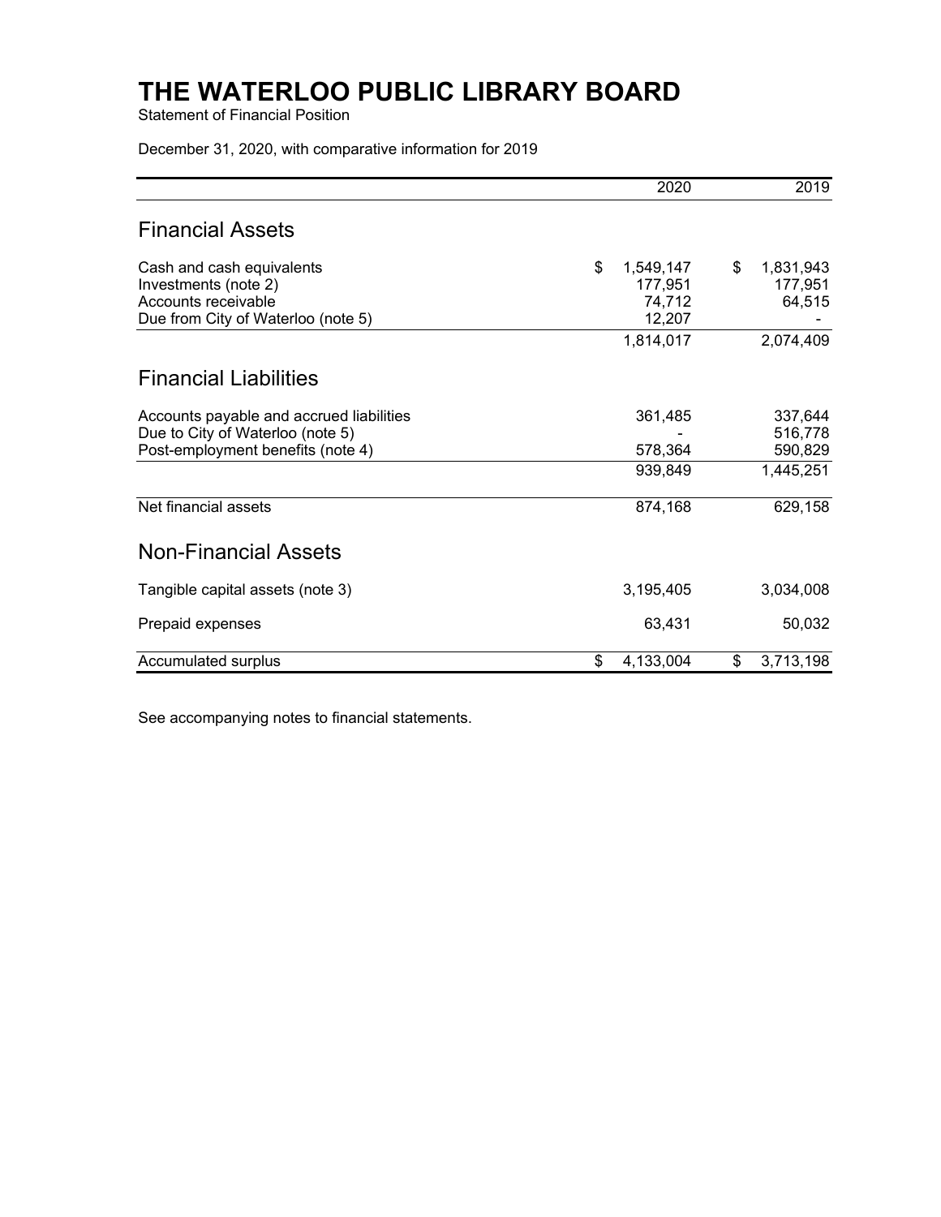# THE WATERLOO PUBLIC LIBRARY BOARD

Statement of Financial Position

December 31, 2020, with comparative information for 2019

| | 2020 | 2019 |
|---|---|---|
| **Financial Assets** | | |
| Cash and cash equivalents | $ 1,549,147 | $ 1,831,943 |
| Investments (note 2) | 177,951 | 177,951 |
| Accounts receivable | 74,712 | 64,515 |
| Due from City of Waterloo (note 5) | 12,207 | - |
| | 1,814,017 | 2,074,409 |
| **Financial Liabilities** | | |
| Accounts payable and accrued liabilities | 361,485 | 337,644 |
| Due to City of Waterloo (note 5) | - | 516,778 |
| Post-employment benefits (note 4) | 578,364 | 590,829 |
| | 939,849 | 1,445,251 |
| Net financial assets | 874,168 | 629,158 |
| **Non-Financial Assets** | | |
| Tangible capital assets (note 3) | 3,195,405 | 3,034,008 |
| Prepaid expenses | 63,431 | 50,032 |
| Accumulated surplus | $ 4,133,004 | $ 3,713,198 |

See accompanying notes to financial statements.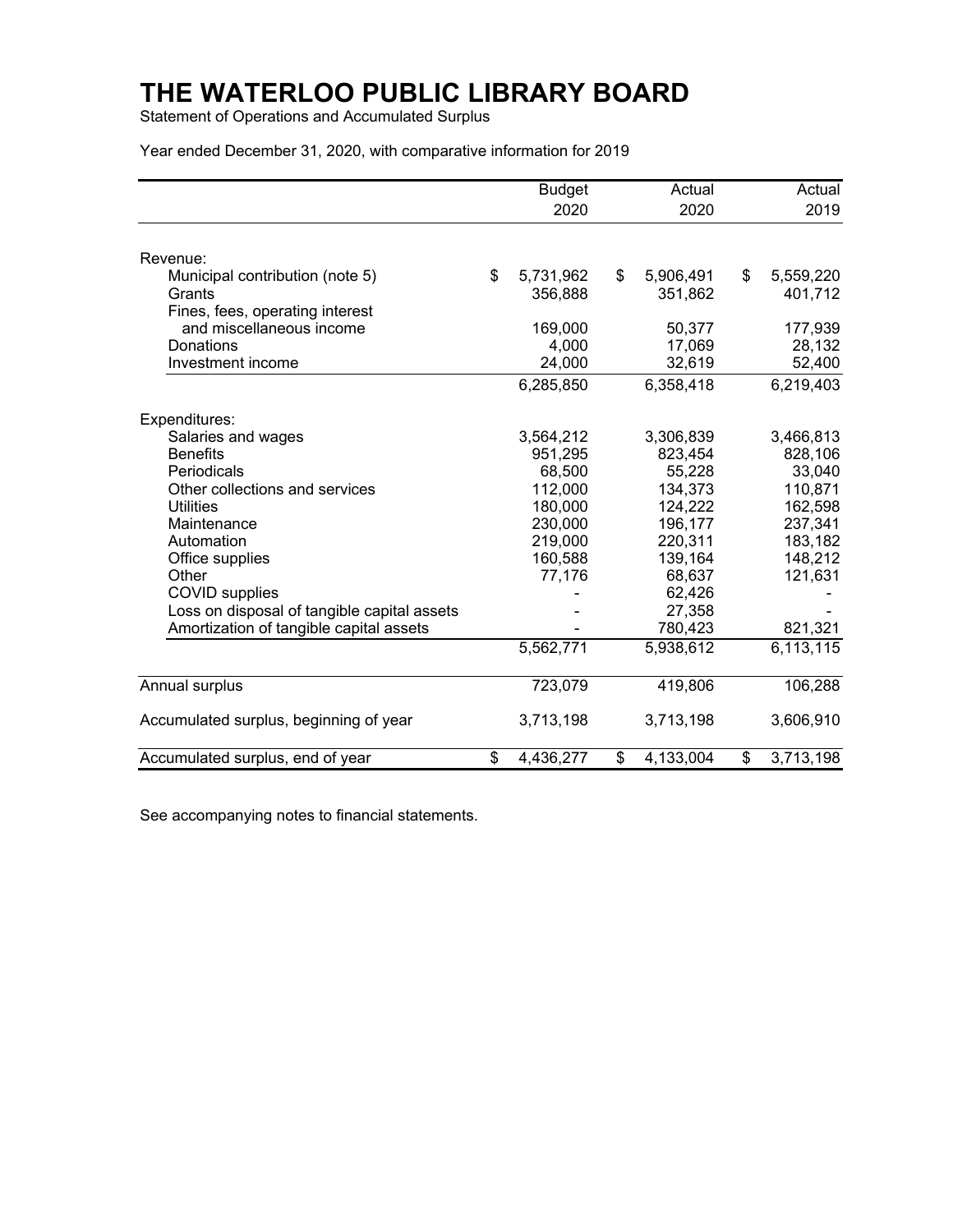# THE WATERLOO PUBLIC LIBRARY BOARD

Statement of Operations and Accumulated Surplus

Year ended December 31, 2020, with comparative information for 2019

| | Budget 2020 | Actual 2020 | Actual 2019 |
|---|---|---|---|
| Revenue: | | | |
| Municipal contribution (note 5) | $ 5,731,962 | $ 5,906,491 | $ 5,559,220 |
| Grants | 356,888 | 351,862 | 401,712 |
| Fines, fees, operating interest and miscellaneous income | 169,000 | 50,377 | 177,939 |
| Donations | 4,000 | 17,069 | 28,132 |
| Investment income | 24,000 | 32,619 | 52,400 |
| | 6,285,850 | 6,358,418 | 6,219,403 |
| Expenditures: | | | |
| Salaries and wages | 3,564,212 | 3,306,839 | 3,466,813 |
| Benefits | 951,295 | 823,454 | 828,106 |
| Periodicals | 68,500 | 55,228 | 33,040 |
| Other collections and services | 112,000 | 134,373 | 110,871 |
| Utilities | 180,000 | 124,222 | 162,598 |
| Maintenance | 230,000 | 196,177 | 237,341 |
| Automation | 219,000 | 220,311 | 183,182 |
| Office supplies | 160,588 | 139,164 | 148,212 |
| Other | 77,176 | 68,637 | 121,631 |
| COVID supplies | - | 62,426 | - |
| Loss on disposal of tangible capital assets | - | 27,358 | - |
| Amortization of tangible capital assets | - | 780,423 | 821,321 |
| | 5,562,771 | 5,938,612 | 6,113,115 |
| Annual surplus | 723,079 | 419,806 | 106,288 |
| Accumulated surplus, beginning of year | 3,713,198 | 3,713,198 | 3,606,910 |
| Accumulated surplus, end of year | $ 4,436,277 | $ 4,133,004 | $ 3,713,198 |

See accompanying notes to financial statements.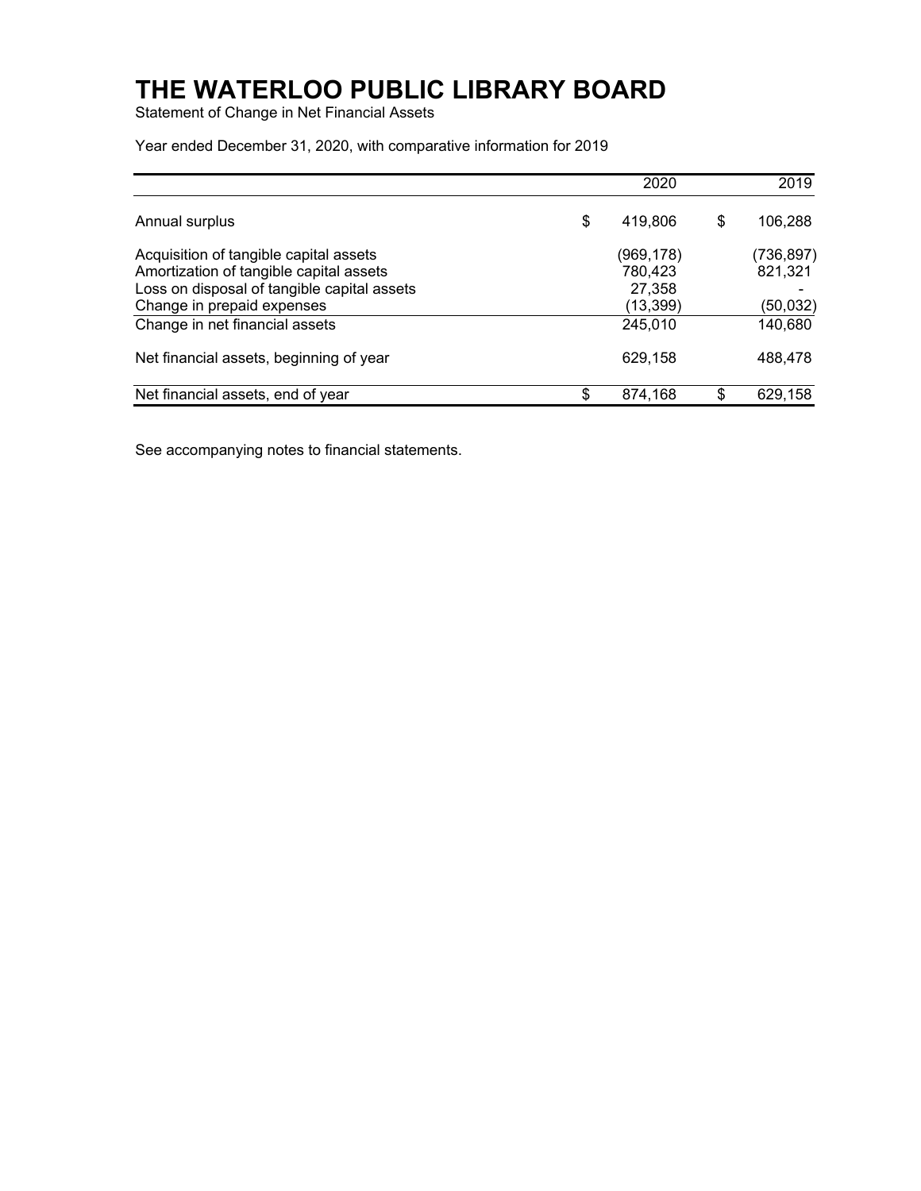# THE WATERLOO PUBLIC LIBRARY BOARD

Statement of Change in Net Financial Assets

Year ended December 31, 2020, with comparative information for 2019

| | 2020 | 2019 |
|---|---|---|
| Annual surplus | $ 419,806 | $ 106,288 |
| Acquisition of tangible capital assets | (969,178) | (736,897) |
| Amortization of tangible capital assets | 780,423 | 821,321 |
| Loss on disposal of tangible capital assets | 27,358 | - |
| Change in prepaid expenses | (13,399) | (50,032) |
| Change in net financial assets | 245,010 | 140,680 |
| Net financial assets, beginning of year | 629,158 | 488,478 |
| Net financial assets, end of year | $ 874,168 | $ 629,158 |

See accompanying notes to financial statements.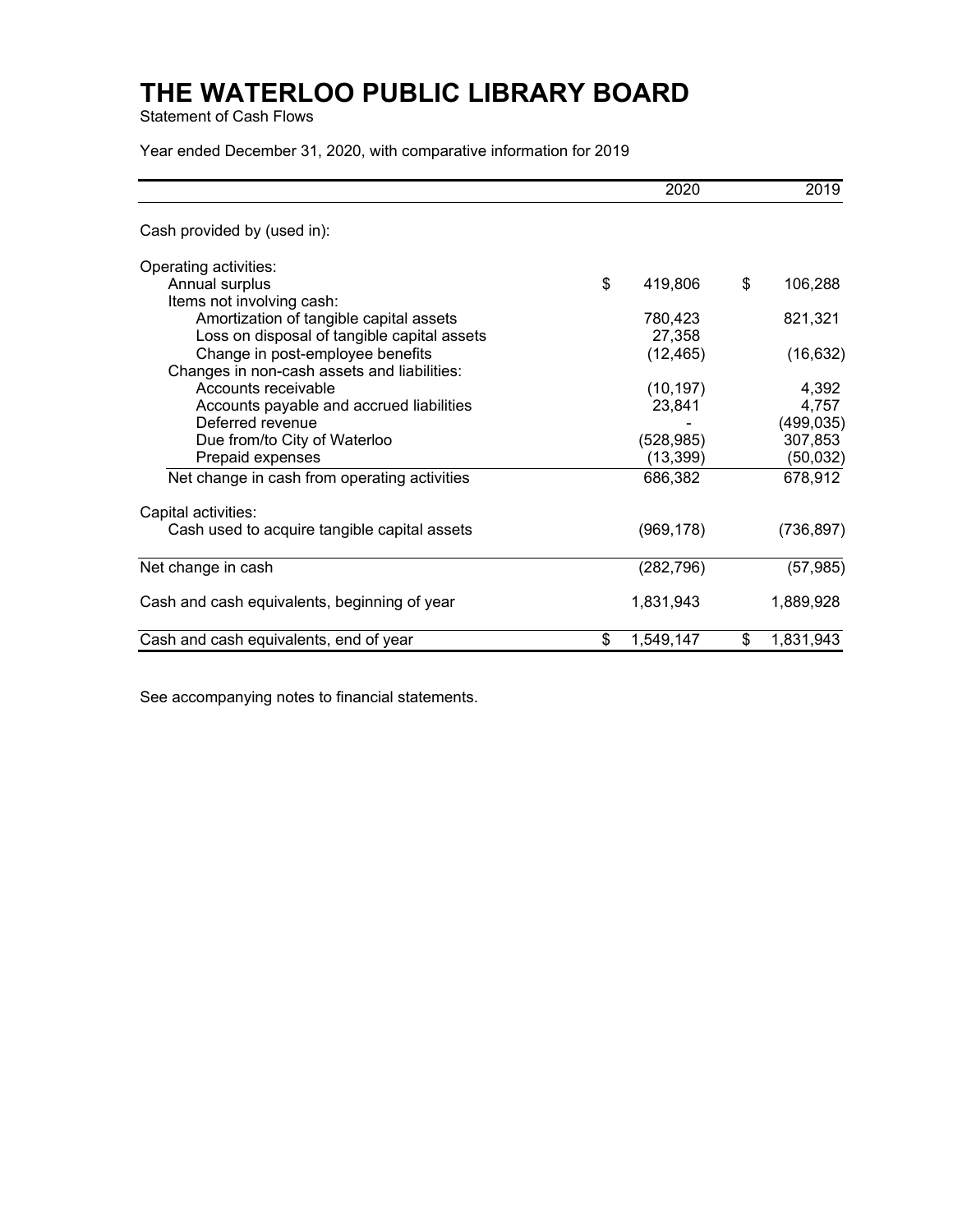# THE WATERLOO PUBLIC LIBRARY BOARD

Statement of Cash Flows

Year ended December 31, 2020, with comparative information for 2019

| | 2020 | 2019 |
|---|---|---|
| Cash provided by (used in): | | |
| Operating activities: | | |
| Annual surplus | $ 419,806 | $ 106,288 |
| Items not involving cash: | | |
| Amortization of tangible capital assets | 780,423 | 821,321 |
| Loss on disposal of tangible capital assets | 27,358 | |
| Change in post-employee benefits | (12,465) | (16,632) |
| Changes in non-cash assets and liabilities: | | |
| Accounts receivable | (10,197) | 4,392 |
| Accounts payable and accrued liabilities | 23,841 | 4,757 |
| Deferred revenue | - | (499,035) |
| Due from/to City of Waterloo | (528,985) | 307,853 |
| Prepaid expenses | (13,399) | (50,032) |
| Net change in cash from operating activities | 686,382 | 678,912 |
| Capital activities: | | |
| Cash used to acquire tangible capital assets | (969,178) | (736,897) |
| Net change in cash | (282,796) | (57,985) |
| Cash and cash equivalents, beginning of year | 1,831,943 | 1,889,928 |
| Cash and cash equivalents, end of year | $ 1,549,147 | $ 1,831,943 |

See accompanying notes to financial statements.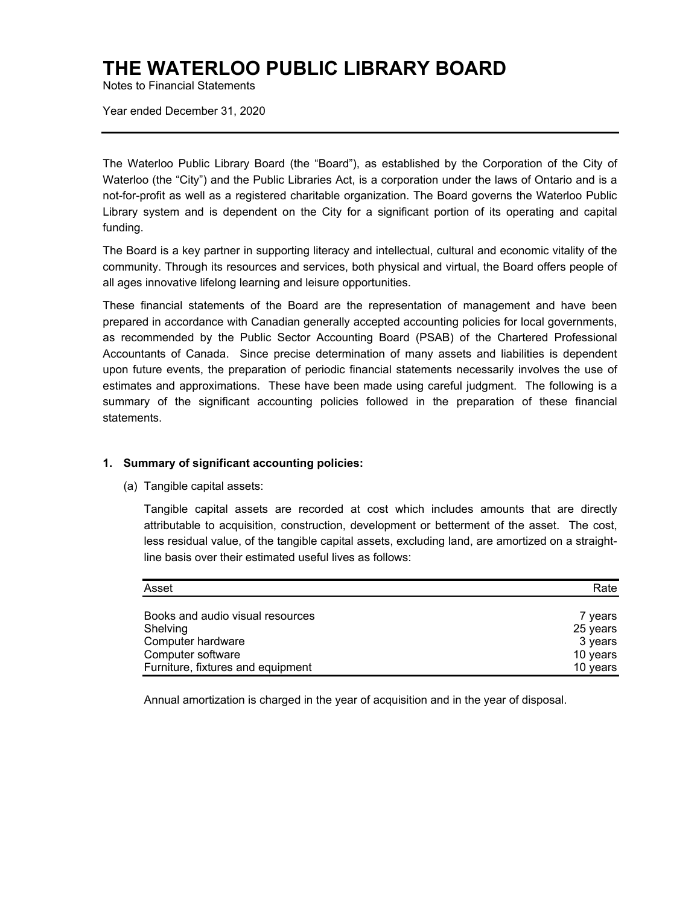# THE WATERLOO PUBLIC LIBRARY BOARD

Notes to Financial Statements

Year ended December 31, 2020

The Waterloo Public Library Board (the "Board"), as established by the Corporation of the City of Waterloo (the "City") and the Public Libraries Act, is a corporation under the laws of Ontario and is a not-for-profit as well as a registered charitable organization. The Board governs the Waterloo Public Library system and is dependent on the City for a significant portion of its operating and capital funding.

The Board is a key partner in supporting literacy and intellectual, cultural and economic vitality of the community. Through its resources and services, both physical and virtual, the Board offers people of all ages innovative lifelong learning and leisure opportunities.

These financial statements of the Board are the representation of management and have been prepared in accordance with Canadian generally accepted accounting policies for local governments, as recommended by the Public Sector Accounting Board (PSAB) of the Chartered Professional Accountants of Canada. Since precise determination of many assets and liabilities is dependent upon future events, the preparation of periodic financial statements necessarily involves the use of estimates and approximations. These have been made using careful judgment. The following is a summary of the significant accounting policies followed in the preparation of these financial statements.

**1. Summary of significant accounting policies:**

(a) Tangible capital assets:

Tangible capital assets are recorded at cost which includes amounts that are directly attributable to acquisition, construction, development or betterment of the asset. The cost, less residual value, of the tangible capital assets, excluding land, are amortized on a straight-line basis over their estimated useful lives as follows:

| Asset | Rate |
|---|---|
| Books and audio visual resources | 7 years |
| Shelving | 25 years |
| Computer hardware | 3 years |
| Computer software | 10 years |
| Furniture, fixtures and equipment | 10 years |

Annual amortization is charged in the year of acquisition and in the year of disposal.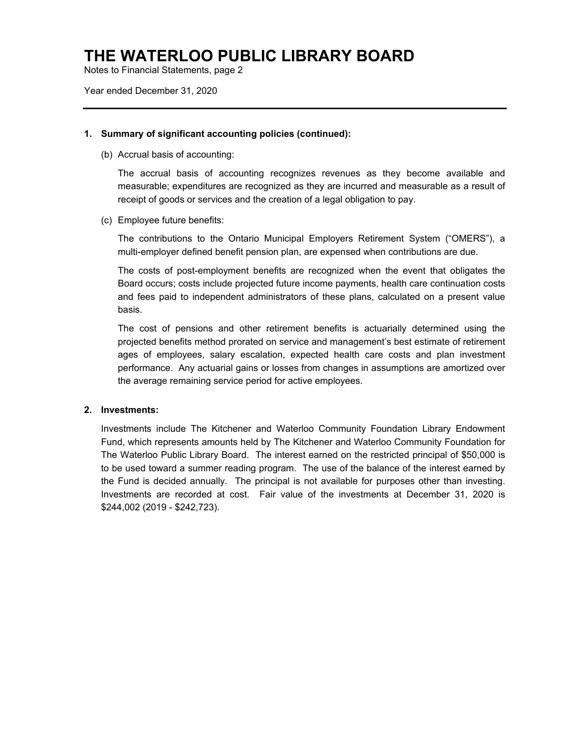# THE WATERLOO PUBLIC LIBRARY BOARD

Notes to Financial Statements, page 2

Year ended December 31, 2020

---

**1. Summary of significant accounting policies (continued):**

(b) Accrual basis of accounting:

The accrual basis of accounting recognizes revenues as they become available and measurable; expenditures are recognized as they are incurred and measurable as a result of receipt of goods or services and the creation of a legal obligation to pay.

(c) Employee future benefits:

The contributions to the Ontario Municipal Employers Retirement System ("OMERS"), a multi-employer defined benefit pension plan, are expensed when contributions are due.

The costs of post-employment benefits are recognized when the event that obligates the Board occurs; costs include projected future income payments, health care continuation costs and fees paid to independent administrators of these plans, calculated on a present value basis.

The cost of pensions and other retirement benefits is actuarially determined using the projected benefits method prorated on service and management's best estimate of retirement ages of employees, salary escalation, expected health care costs and plan investment performance. Any actuarial gains or losses from changes in assumptions are amortized over the average remaining service period for active employees.

**2. Investments:**

Investments include The Kitchener and Waterloo Community Foundation Library Endowment Fund, which represents amounts held by The Kitchener and Waterloo Community Foundation for The Waterloo Public Library Board. The interest earned on the restricted principal of $50,000 is to be used toward a summer reading program. The use of the balance of the interest earned by the Fund is decided annually. The principal is not available for purposes other than investing. Investments are recorded at cost. Fair value of the investments at December 31, 2020 is $244,002 (2019 - $242,723).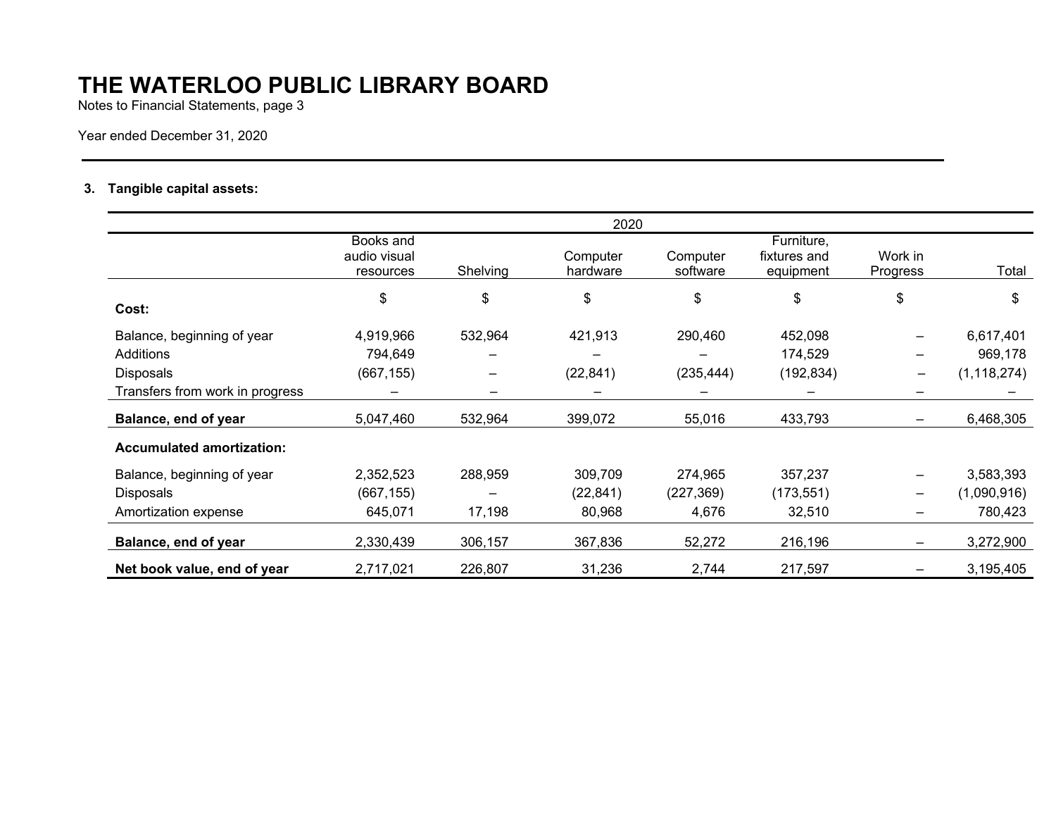# THE WATERLOO PUBLIC LIBRARY BOARD

Notes to Financial Statements, page 3

Year ended December 31, 2020

---

### 3. Tangible capital assets:

| | 2020 | | | | | | |
|---|---|---|---|---|---|---|---|
| | Books and audio visual resources | Shelving | Computer hardware | Computer software | Furniture, fixtures and equipment | Work in Progress | Total |
| | $ | $ | $ | $ | $ | $ | $ |
| **Cost:** | | | | | | | |
| Balance, beginning of year | 4,919,966 | 532,964 | 421,913 | 290,460 | 452,098 | – | 6,617,401 |
| Additions | 794,649 | – | – | – | 174,529 | – | 969,178 |
| Disposals | (667,155) | – | (22,841) | (235,444) | (192,834) | – | (1,118,274) |
| Transfers from work in progress | – | – | – | – | – | – | – |
| **Balance, end of year** | 5,047,460 | 532,964 | 399,072 | 55,016 | 433,793 | – | 6,468,305 |
| **Accumulated amortization:** | | | | | | | |
| Balance, beginning of year | 2,352,523 | 288,959 | 309,709 | 274,965 | 357,237 | – | 3,583,393 |
| Disposals | (667,155) | – | (22,841) | (227,369) | (173,551) | – | (1,090,916) |
| Amortization expense | 645,071 | 17,198 | 80,968 | 4,676 | 32,510 | – | 780,423 |
| **Balance, end of year** | 2,330,439 | 306,157 | 367,836 | 52,272 | 216,196 | – | 3,272,900 |
| **Net book value, end of year** | 2,717,021 | 226,807 | 31,236 | 2,744 | 217,597 | – | 3,195,405 |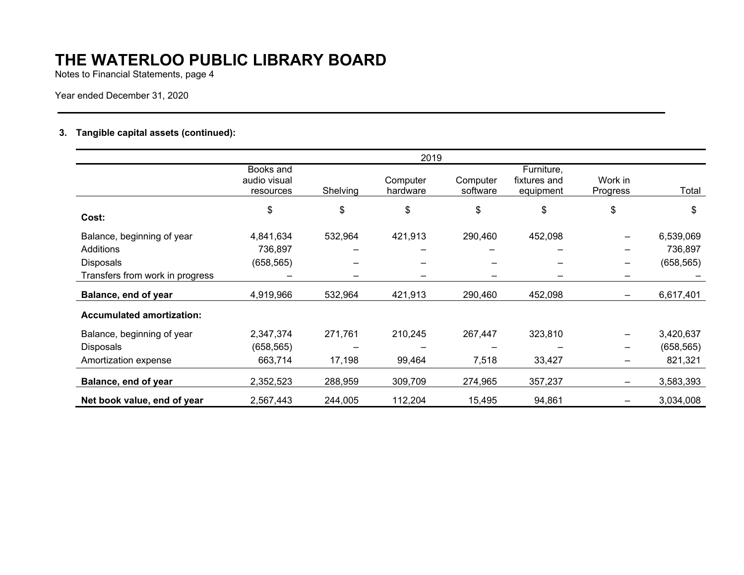# THE WATERLOO PUBLIC LIBRARY BOARD

Notes to Financial Statements, page 4

Year ended December 31, 2020

### 3. Tangible capital assets (continued):

| | 2019 | | | | | | |
|---|---|---|---|---|---|---|---|
| | Books and audio visual resources | Shelving | Computer hardware | Computer software | Furniture, fixtures and equipment | Work in Progress | Total |
| | $ | $ | $ | $ | $ | $ | $ |
| **Cost:** | | | | | | | |
| Balance, beginning of year | 4,841,634 | 532,964 | 421,913 | 290,460 | 452,098 | – | 6,539,069 |
| Additions | 736,897 | – | – | – | – | – | 736,897 |
| Disposals | (658,565) | – | – | – | – | – | (658,565) |
| Transfers from work in progress | – | – | – | – | – | – | – |
| **Balance, end of year** | 4,919,966 | 532,964 | 421,913 | 290,460 | 452,098 | – | 6,617,401 |
| **Accumulated amortization:** | | | | | | | |
| Balance, beginning of year | 2,347,374 | 271,761 | 210,245 | 267,447 | 323,810 | – | 3,420,637 |
| Disposals | (658,565) | – | – | – | – | – | (658,565) |
| Amortization expense | 663,714 | 17,198 | 99,464 | 7,518 | 33,427 | – | 821,321 |
| **Balance, end of year** | 2,352,523 | 288,959 | 309,709 | 274,965 | 357,237 | – | 3,583,393 |
| **Net book value, end of year** | 2,567,443 | 244,005 | 112,204 | 15,495 | 94,861 | – | 3,034,008 |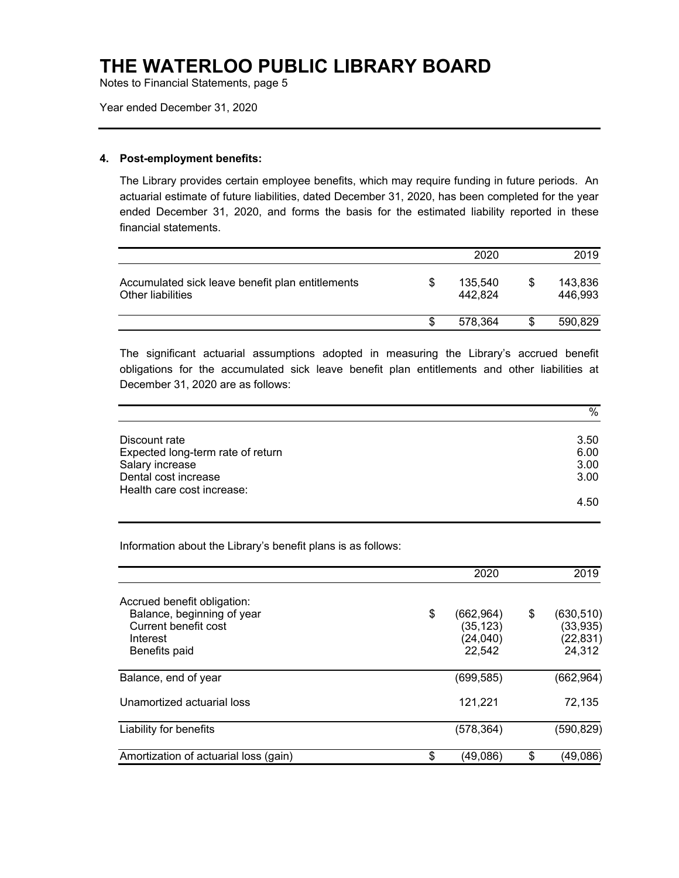# THE WATERLOO PUBLIC LIBRARY BOARD

Notes to Financial Statements, page 5

Year ended December 31, 2020

---

**4. Post-employment benefits:**

The Library provides certain employee benefits, which may require funding in future periods. An actuarial estimate of future liabilities, dated December 31, 2020, has been completed for the year ended December 31, 2020, and forms the basis for the estimated liability reported in these financial statements.

| | 2020 | 2019 |
|---|---|---|
| Accumulated sick leave benefit plan entitlements | $ 135,540 | $ 143,836 |
| Other liabilities | 442,824 | 446,993 |
| | $ 578,364 | $ 590,829 |

The significant actuarial assumptions adopted in measuring the Library's accrued benefit obligations for the accumulated sick leave benefit plan entitlements and other liabilities at December 31, 2020 are as follows:

| | % |
|---|---|
| Discount rate | 3.50 |
| Expected long-term rate of return | 6.00 |
| Salary increase | 3.00 |
| Dental cost increase | 3.00 |
| Health care cost increase: | |
| | 4.50 |

Information about the Library's benefit plans is as follows:

| | 2020 | 2019 |
|---|---|---|
| Accrued benefit obligation: | | |
| Balance, beginning of year | $ (662,964) | $ (630,510) |
| Current benefit cost | (35,123) | (33,935) |
| Interest | (24,040) | (22,831) |
| Benefits paid | 22,542 | 24,312 |
| Balance, end of year | (699,585) | (662,964) |
| Unamortized actuarial loss | 121,221 | 72,135 |
| Liability for benefits | (578,364) | (590,829) |
| Amortization of actuarial loss (gain) | $ (49,086) | $ (49,086) |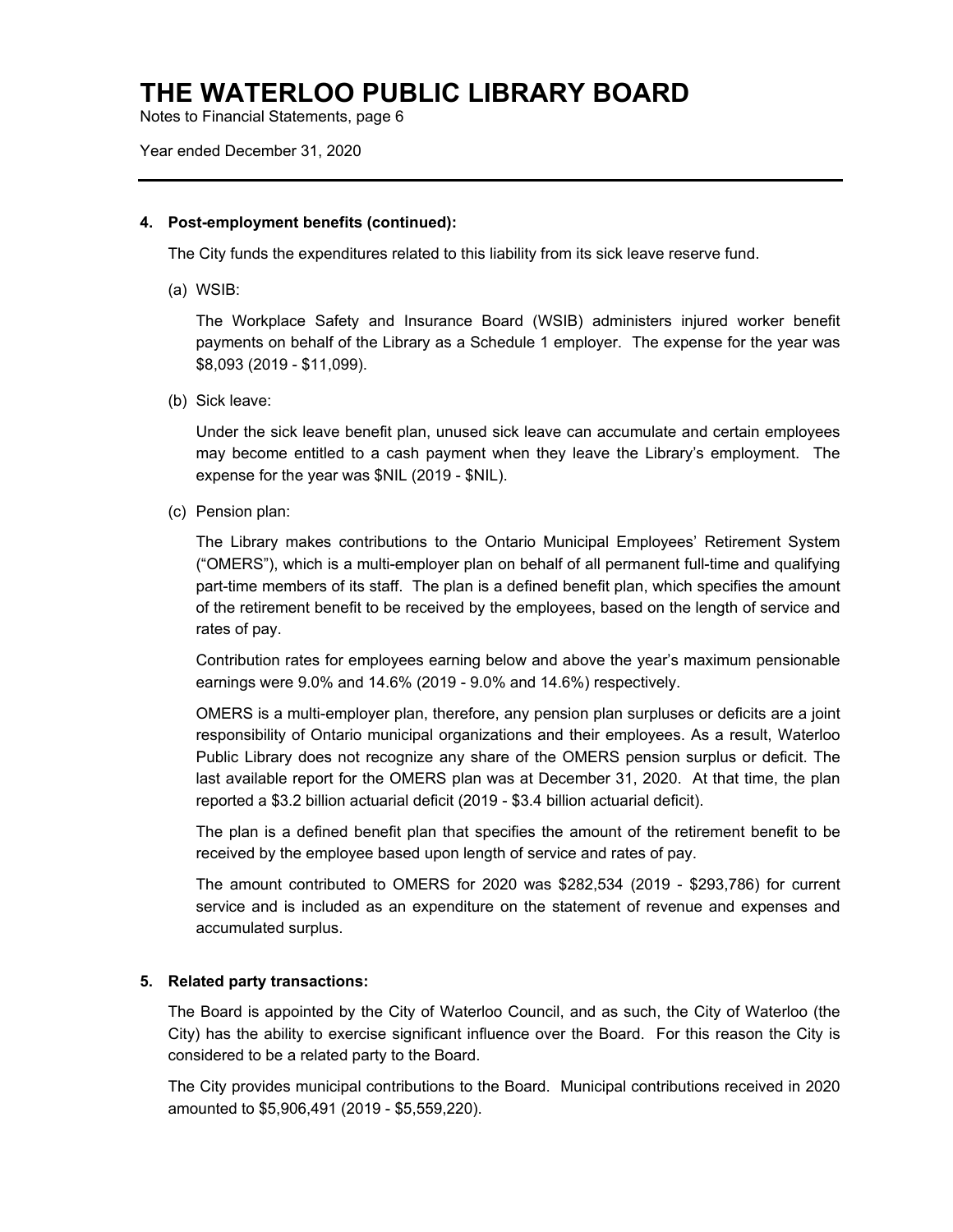## 4. Post-employment benefits (continued):

The City funds the expenditures related to this liability from its sick leave reserve fund.

(a) WSIB:

The Workplace Safety and Insurance Board (WSIB) administers injured worker benefit payments on behalf of the Library as a Schedule 1 employer. The expense for the year was $8,093 (2019 - $11,099).

(b) Sick leave:

Under the sick leave benefit plan, unused sick leave can accumulate and certain employees may become entitled to a cash payment when they leave the Library's employment. The expense for the year was $NIL (2019 - $NIL).

(c) Pension plan:

The Library makes contributions to the Ontario Municipal Employees' Retirement System ("OMERS"), which is a multi-employer plan on behalf of all permanent full-time and qualifying part-time members of its staff. The plan is a defined benefit plan, which specifies the amount of the retirement benefit to be received by the employees, based on the length of service and rates of pay.

Contribution rates for employees earning below and above the year's maximum pensionable earnings were 9.0% and 14.6% (2019 - 9.0% and 14.6%) respectively.

OMERS is a multi-employer plan, therefore, any pension plan surpluses or deficits are a joint responsibility of Ontario municipal organizations and their employees. As a result, Waterloo Public Library does not recognize any share of the OMERS pension surplus or deficit. The last available report for the OMERS plan was at December 31, 2020. At that time, the plan reported a $3.2 billion actuarial deficit (2019 - $3.4 billion actuarial deficit).

The plan is a defined benefit plan that specifies the amount of the retirement benefit to be received by the employee based upon length of service and rates of pay.

The amount contributed to OMERS for 2020 was $282,534 (2019 - $293,786) for current service and is included as an expenditure on the statement of revenue and expenses and accumulated surplus.

## 5. Related party transactions:

The Board is appointed by the City of Waterloo Council, and as such, the City of Waterloo (the City) has the ability to exercise significant influence over the Board. For this reason the City is considered to be a related party to the Board.

The City provides municipal contributions to the Board. Municipal contributions received in 2020 amounted to $5,906,491 (2019 - $5,559,220).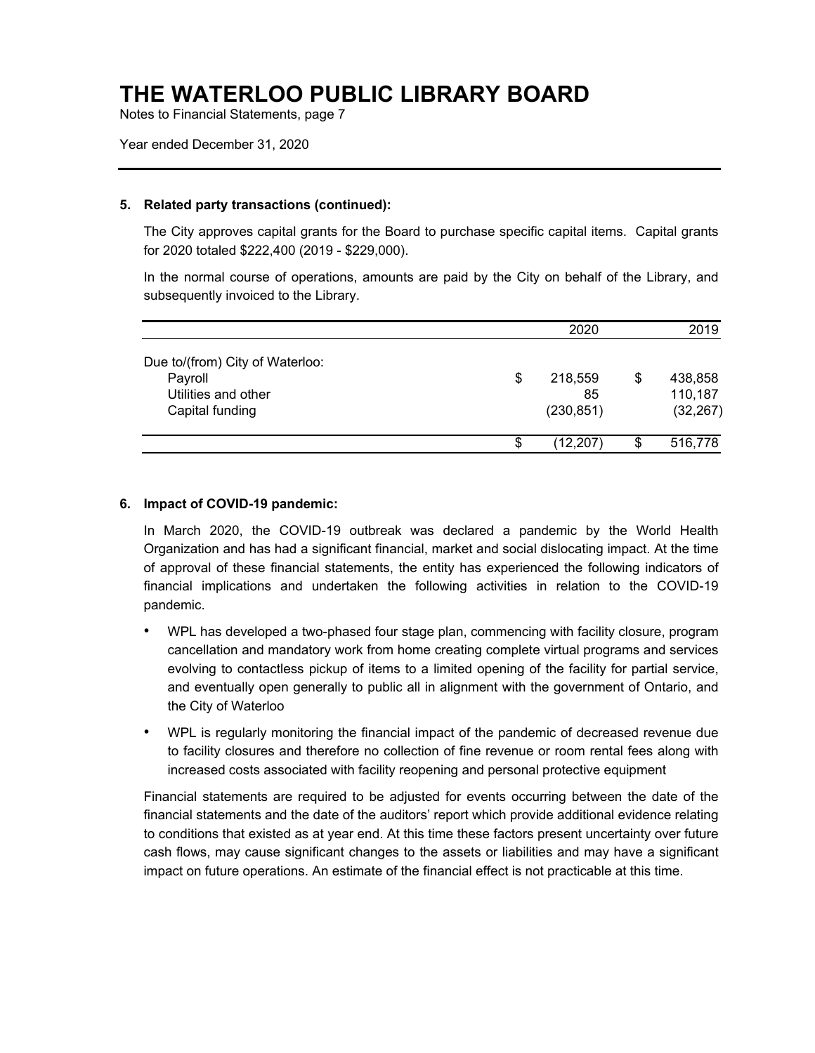# THE WATERLOO PUBLIC LIBRARY BOARD

Notes to Financial Statements, page 7

Year ended December 31, 2020

---

### 5. Related party transactions (continued):

The City approves capital grants for the Board to purchase specific capital items. Capital grants for 2020 totaled $222,400 (2019 - $229,000).

In the normal course of operations, amounts are paid by the City on behalf of the Library, and subsequently invoiced to the Library.

| | 2020 | 2019 |
|---|---|---|
| Due to/(from) City of Waterloo: | | |
| Payroll | $ 218,559 | $ 438,858 |
| Utilities and other | 85 | 110,187 |
| Capital funding | (230,851) | (32,267) |
| | $ (12,207) | $ 516,778 |

### 6. Impact of COVID-19 pandemic:

In March 2020, the COVID-19 outbreak was declared a pandemic by the World Health Organization and has had a significant financial, market and social dislocating impact. At the time of approval of these financial statements, the entity has experienced the following indicators of financial implications and undertaken the following activities in relation to the COVID-19 pandemic.

- WPL has developed a two-phased four stage plan, commencing with facility closure, program cancellation and mandatory work from home creating complete virtual programs and services evolving to contactless pickup of items to a limited opening of the facility for partial service, and eventually open generally to public all in alignment with the government of Ontario, and the City of Waterloo
- WPL is regularly monitoring the financial impact of the pandemic of decreased revenue due to facility closures and therefore no collection of fine revenue or room rental fees along with increased costs associated with facility reopening and personal protective equipment

Financial statements are required to be adjusted for events occurring between the date of the financial statements and the date of the auditors' report which provide additional evidence relating to conditions that existed as at year end. At this time these factors present uncertainty over future cash flows, may cause significant changes to the assets or liabilities and may have a significant impact on future operations. An estimate of the financial effect is not practicable at this time.